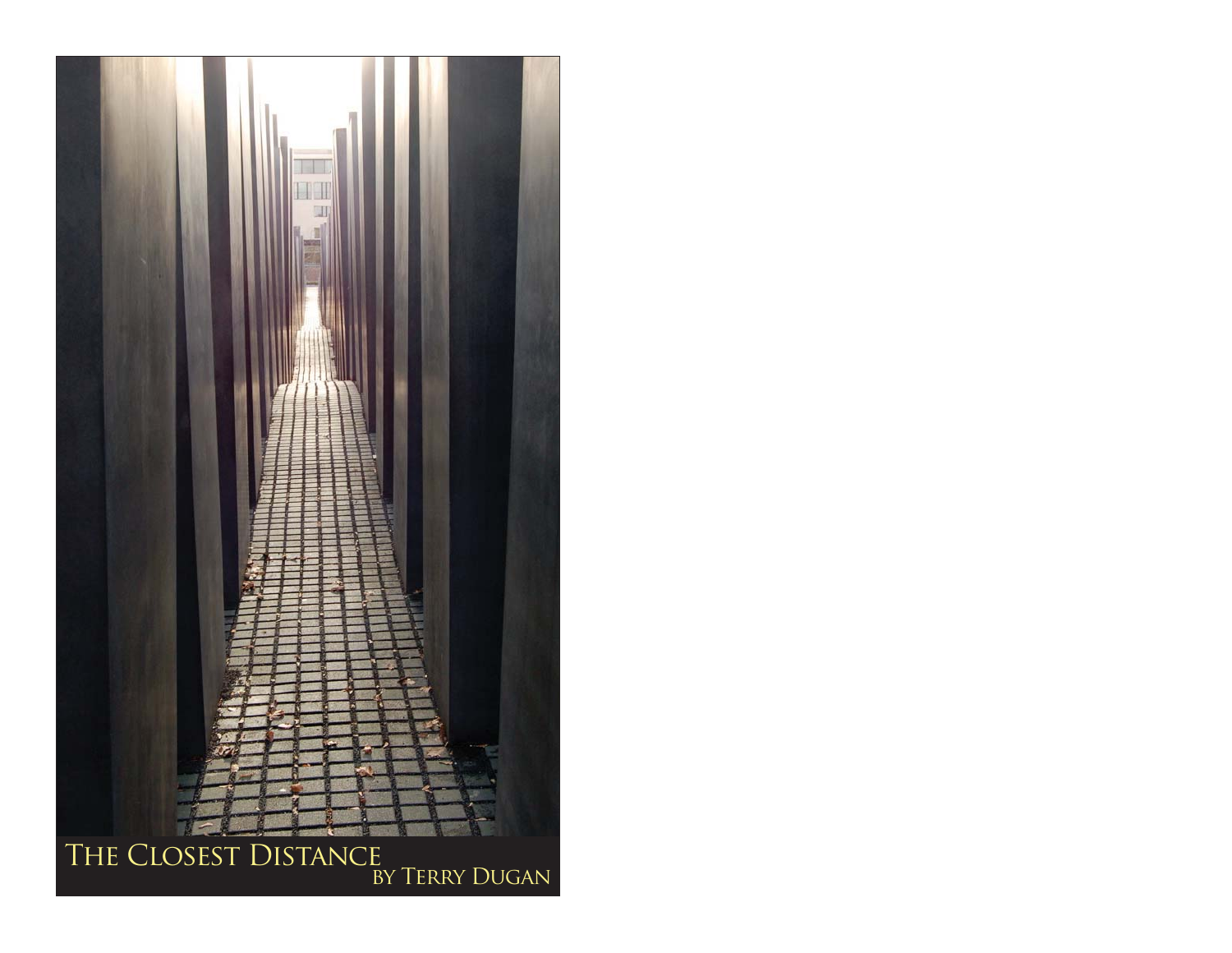# The Closest Distance

by Terry Dugan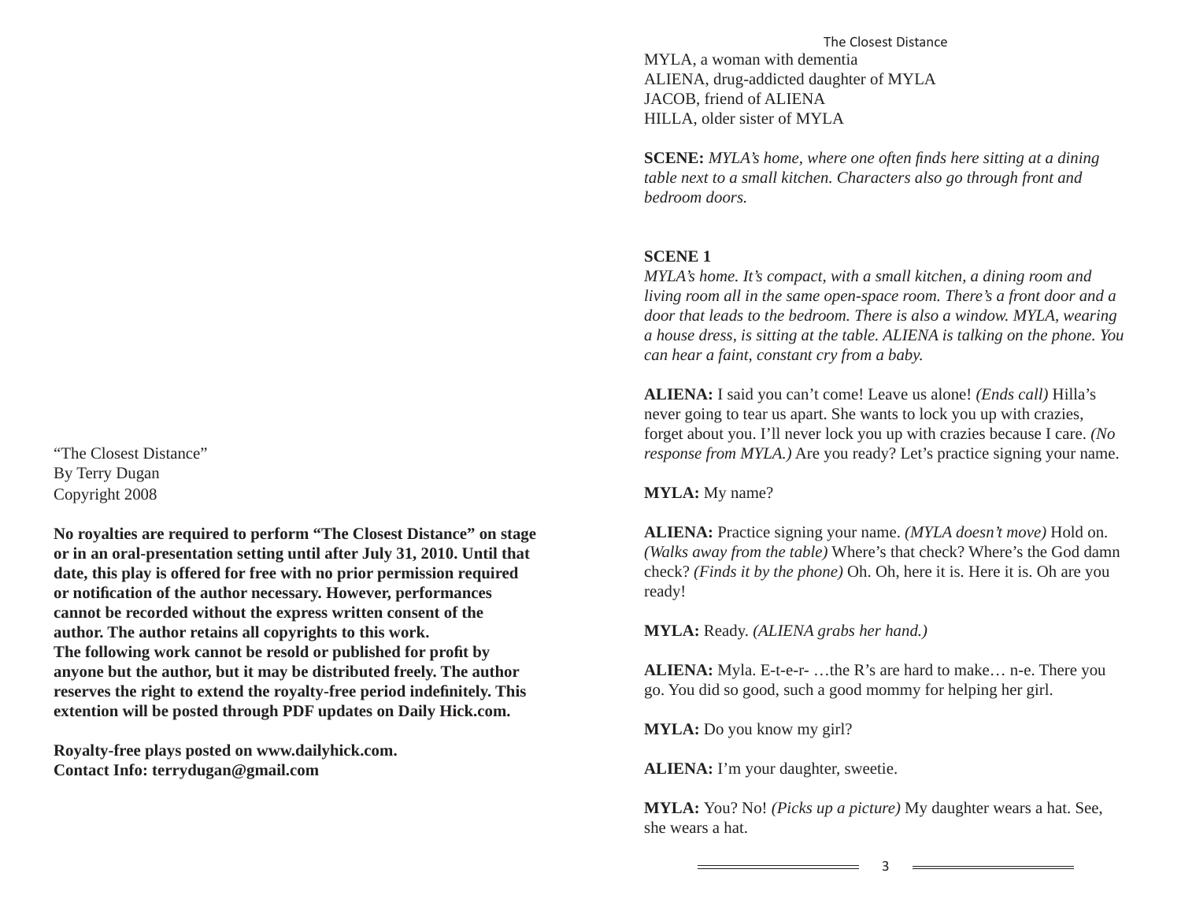"The Closest Distance"
By Terry Dugan
Copyright 2008

**No royalties are required to perform "The Closest Distance" on stage or in an oral-presentation setting until after July 31, 2010. Until that date, this play is offered for free with no prior permission required or notification of the author necessary. However, performances cannot be recorded without the express written consent of the author. The author retains all copyrights to this work.**
**The following work cannot be resold or published for profit by anyone but the author, but it may be distributed freely. The author reserves the right to extend the royalty-free period indefinitely. This extention will be posted through PDF updates on Daily Hick.com.**

**Royalty-free plays posted on www.dailyhick.com.**
**Contact Info: terrydugan@gmail.com**

MYLA, a woman with dementia
ALIENA, drug-addicted daughter of MYLA
JACOB, friend of ALIENA
HILLA, older sister of MYLA

**SCENE:** *MYLA's home, where one often finds here sitting at a dining table next to a small kitchen. Characters also go through front and bedroom doors.*

**SCENE 1**
*MYLA's home. It's compact, with a small kitchen, a dining room and living room all in the same open-space room. There's a front door and a door that leads to the bedroom. There is also a window. MYLA, wearing a house dress, is sitting at the table. ALIENA is talking on the phone. You can hear a faint, constant cry from a baby.*

**ALIENA:** I said you can't come! Leave us alone! *(Ends call)* Hilla's never going to tear us apart. She wants to lock you up with crazies, forget about you. I'll never lock you up with crazies because I care. *(No response from MYLA.)* Are you ready? Let's practice signing your name.

**MYLA:** My name?

**ALIENA:** Practice signing your name. *(MYLA doesn't move)* Hold on. *(Walks away from the table)* Where's that check? Where's the God damn check? *(Finds it by the phone)* Oh. Oh, here it is. Here it is. Oh are you ready!

**MYLA:** Ready. *(ALIENA grabs her hand.)*

**ALIENA:** Myla. E-t-e-r- …the R's are hard to make… n-e. There you go. You did so good, such a good mommy for helping her girl.

**MYLA:** Do you know my girl?

**ALIENA:** I'm your daughter, sweetie.

**MYLA:** You? No! *(Picks up a picture)* My daughter wears a hat. See, she wears a hat.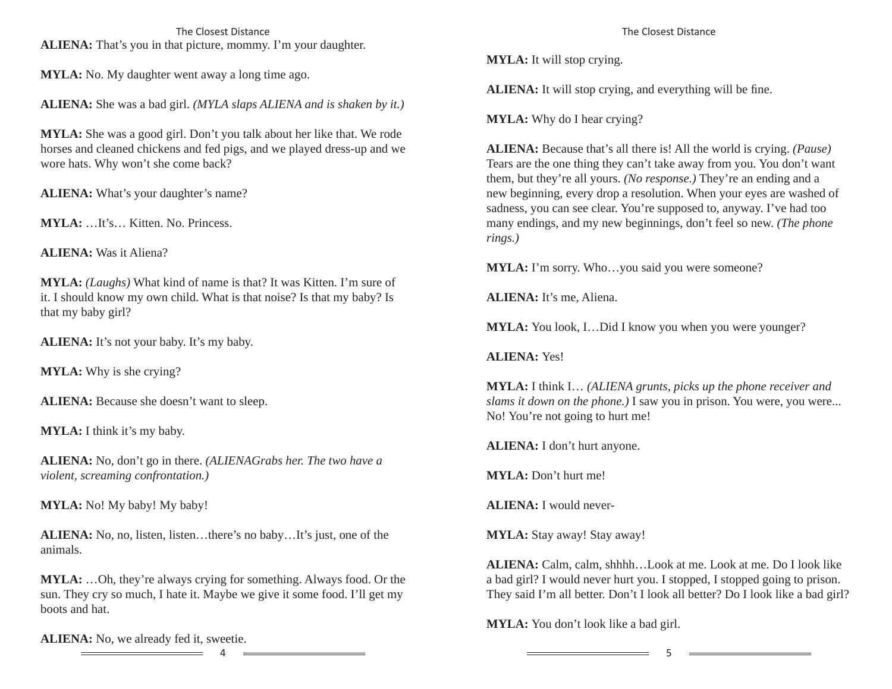**ALIENA:** That's you in that picture, mommy. I'm your daughter.

**MYLA:** No. My daughter went away a long time ago.

**ALIENA:** She was a bad girl. *(MYLA slaps ALIENA and is shaken by it.)*

**MYLA:** She was a good girl. Don't you talk about her like that. We rode horses and cleaned chickens and fed pigs, and we played dress-up and we wore hats. Why won't she come back?

**ALIENA:** What's your daughter's name?

**MYLA:** …It's… Kitten. No. Princess.

**ALIENA:** Was it Aliena?

**MYLA:** *(Laughs)* What kind of name is that? It was Kitten. I'm sure of it. I should know my own child. What is that noise? Is that my baby? Is that my baby girl?

**ALIENA:** It's not your baby. It's my baby.

**MYLA:** Why is she crying?

**ALIENA:** Because she doesn't want to sleep.

**MYLA:** I think it's my baby.

**ALIENA:** No, don't go in there. *(ALIENAGrabs her. The two have a violent, screaming confrontation.)*

**MYLA:** No! My baby! My baby!

**ALIENA:** No, no, listen, listen…there's no baby…It's just, one of the animals.

**MYLA:** …Oh, they're always crying for something. Always food. Or the sun. They cry so much, I hate it. Maybe we give it some food. I'll get my boots and hat.

**ALIENA:** No, we already fed it, sweetie.

**MYLA:** It will stop crying.

**ALIENA:** It will stop crying, and everything will be fine.

**MYLA:** Why do I hear crying?

**ALIENA:** Because that's all there is! All the world is crying. *(Pause)* Tears are the one thing they can't take away from you. You don't want them, but they're all yours. *(No response.)* They're an ending and a new beginning, every drop a resolution. When your eyes are washed of sadness, you can see clear. You're supposed to, anyway. I've had too many endings, and my new beginnings, don't feel so new. *(The phone rings.)*

**MYLA:** I'm sorry. Who…you said you were someone?

**ALIENA:** It's me, Aliena.

**MYLA:** You look, I…Did I know you when you were younger?

**ALIENA:** Yes!

**MYLA:** I think I… *(ALIENA grunts, picks up the phone receiver and slams it down on the phone.)* I saw you in prison. You were, you were... No! You're not going to hurt me!

**ALIENA:** I don't hurt anyone.

**MYLA:** Don't hurt me!

**ALIENA:** I would never-

**MYLA:** Stay away! Stay away!

**ALIENA:** Calm, calm, shhhh…Look at me. Look at me. Do I look like a bad girl? I would never hurt you. I stopped, I stopped going to prison. They said I'm all better. Don't I look all better? Do I look like a bad girl?

**MYLA:** You don't look like a bad girl.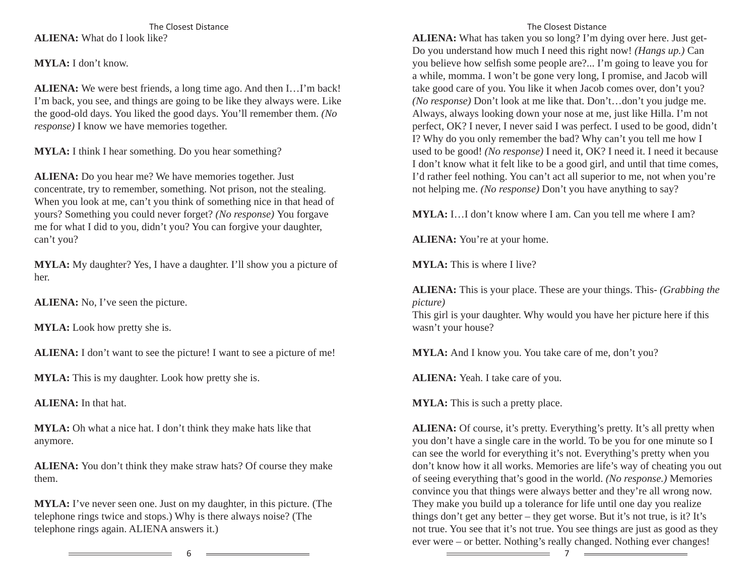**ALIENA:** What do I look like?

**MYLA:** I don't know.

**ALIENA:** We were best friends, a long time ago. And then I…I'm back! I'm back, you see, and things are going to be like they always were. Like the good-old days. You liked the good days. You'll remember them. *(No response)* I know we have memories together.

**MYLA:** I think I hear something. Do you hear something?

**ALIENA:** Do you hear me? We have memories together. Just concentrate, try to remember, something. Not prison, not the stealing. When you look at me, can't you think of something nice in that head of yours? Something you could never forget? *(No response)* You forgave me for what I did to you, didn't you? You can forgive your daughter, can't you?

**MYLA:** My daughter? Yes, I have a daughter. I'll show you a picture of her.

**ALIENA:** No, I've seen the picture.

**MYLA:** Look how pretty she is.

**ALIENA:** I don't want to see the picture! I want to see a picture of me!

**MYLA:** This is my daughter. Look how pretty she is.

**ALIENA:** In that hat.

**MYLA:** Oh what a nice hat. I don't think they make hats like that anymore.

**ALIENA:** You don't think they make straw hats? Of course they make them.

**MYLA:** I've never seen one. Just on my daughter, in this picture. (The telephone rings twice and stops.) Why is there always noise? (The telephone rings again. ALIENA answers it.)

**ALIENA:** What has taken you so long? I'm dying over here. Just get- Do you understand how much I need this right now! *(Hangs up.)* Can you believe how selfish some people are?... I'm going to leave you for a while, momma. I won't be gone very long, I promise, and Jacob will take good care of you. You like it when Jacob comes over, don't you? *(No response)* Don't look at me like that. Don't…don't you judge me. Always, always looking down your nose at me, just like Hilla. I'm not perfect, OK? I never, I never said I was perfect. I used to be good, didn't I? Why do you only remember the bad? Why can't you tell me how I used to be good! *(No response)* I need it, OK? I need it. I need it because I don't know what it felt like to be a good girl, and until that time comes, I'd rather feel nothing. You can't act all superior to me, not when you're not helping me. *(No response)* Don't you have anything to say?

**MYLA:** I…I don't know where I am. Can you tell me where I am?

**ALIENA:** You're at your home.

**MYLA:** This is where I live?

**ALIENA:** This is your place. These are your things. This- *(Grabbing the picture)*
This girl is your daughter. Why would you have her picture here if this wasn't your house?

**MYLA:** And I know you. You take care of me, don't you?

**ALIENA:** Yeah. I take care of you.

**MYLA:** This is such a pretty place.

**ALIENA:** Of course, it's pretty. Everything's pretty. It's all pretty when you don't have a single care in the world. To be you for one minute so I can see the world for everything it's not. Everything's pretty when you don't know how it all works. Memories are life's way of cheating you out of seeing everything that's good in the world. *(No response.)* Memories convince you that things were always better and they're all wrong now. They make you build up a tolerance for life until one day you realize things don't get any better – they get worse. But it's not true, is it? It's not true. You see that it's not true. You see things are just as good as they ever were – or better. Nothing's really changed. Nothing ever changes!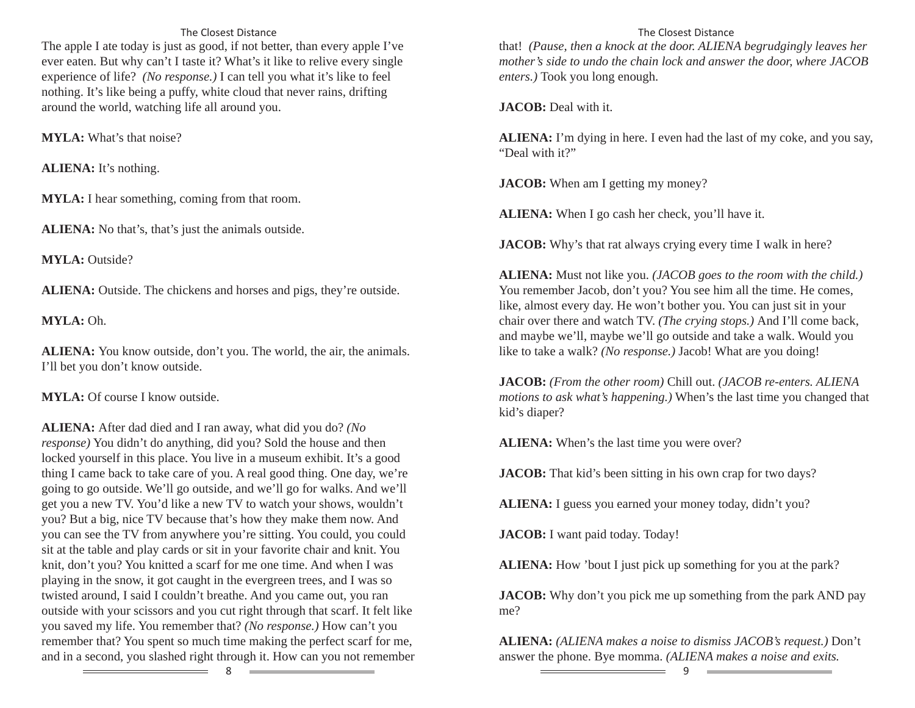The apple I ate today is just as good, if not better, than every apple I've ever eaten. But why can't I taste it? What's it like to relive every single experience of life? *(No response.)* I can tell you what it's like to feel nothing. It's like being a puffy, white cloud that never rains, drifting around the world, watching life all around you.

**MYLA:** What's that noise?

**ALIENA:** It's nothing.

**MYLA:** I hear something, coming from that room.

**ALIENA:** No that's, that's just the animals outside.

**MYLA:** Outside?

**ALIENA:** Outside. The chickens and horses and pigs, they're outside.

**MYLA:** Oh.

**ALIENA:** You know outside, don't you. The world, the air, the animals. I'll bet you don't know outside.

**MYLA:** Of course I know outside.

**ALIENA:** After dad died and I ran away, what did you do? *(No response)* You didn't do anything, did you? Sold the house and then locked yourself in this place. You live in a museum exhibit. It's a good thing I came back to take care of you. A real good thing. One day, we're going to go outside. We'll go outside, and we'll go for walks. And we'll get you a new TV. You'd like a new TV to watch your shows, wouldn't you? But a big, nice TV because that's how they make them now. And you can see the TV from anywhere you're sitting. You could, you could sit at the table and play cards or sit in your favorite chair and knit. You knit, don't you? You knitted a scarf for me one time. And when I was playing in the snow, it got caught in the evergreen trees, and I was so twisted around, I said I couldn't breathe. And you came out, you ran outside with your scissors and you cut right through that scarf. It felt like you saved my life. You remember that? *(No response.)* How can't you remember that? You spent so much time making the perfect scarf for me, and in a second, you slashed right through it. How can you not remember that! *(Pause, then a knock at the door. ALIENA begrudgingly leaves her mother's side to undo the chain lock and answer the door, where JACOB enters.)* Took you long enough.

**JACOB:** Deal with it.

**ALIENA:** I'm dying in here. I even had the last of my coke, and you say, "Deal with it?"

**JACOB:** When am I getting my money?

**ALIENA:** When I go cash her check, you'll have it.

**JACOB:** Why's that rat always crying every time I walk in here?

**ALIENA:** Must not like you. *(JACOB goes to the room with the child.)* You remember Jacob, don't you? You see him all the time. He comes, like, almost every day. He won't bother you. You can just sit in your chair over there and watch TV. *(The crying stops.)* And I'll come back, and maybe we'll, maybe we'll go outside and take a walk. Would you like to take a walk? *(No response.)* Jacob! What are you doing!

**JACOB:** *(From the other room)* Chill out. *(JACOB re-enters. ALIENA motions to ask what's happening.)* When's the last time you changed that kid's diaper?

**ALIENA:** When's the last time you were over?

**JACOB:** That kid's been sitting in his own crap for two days?

**ALIENA:** I guess you earned your money today, didn't you?

**JACOB:** I want paid today. Today!

**ALIENA:** How 'bout I just pick up something for you at the park?

**JACOB:** Why don't you pick me up something from the park AND pay me?

**ALIENA:** *(ALIENA makes a noise to dismiss JACOB's request.)* Don't answer the phone. Bye momma. *(ALIENA makes a noise and exits.*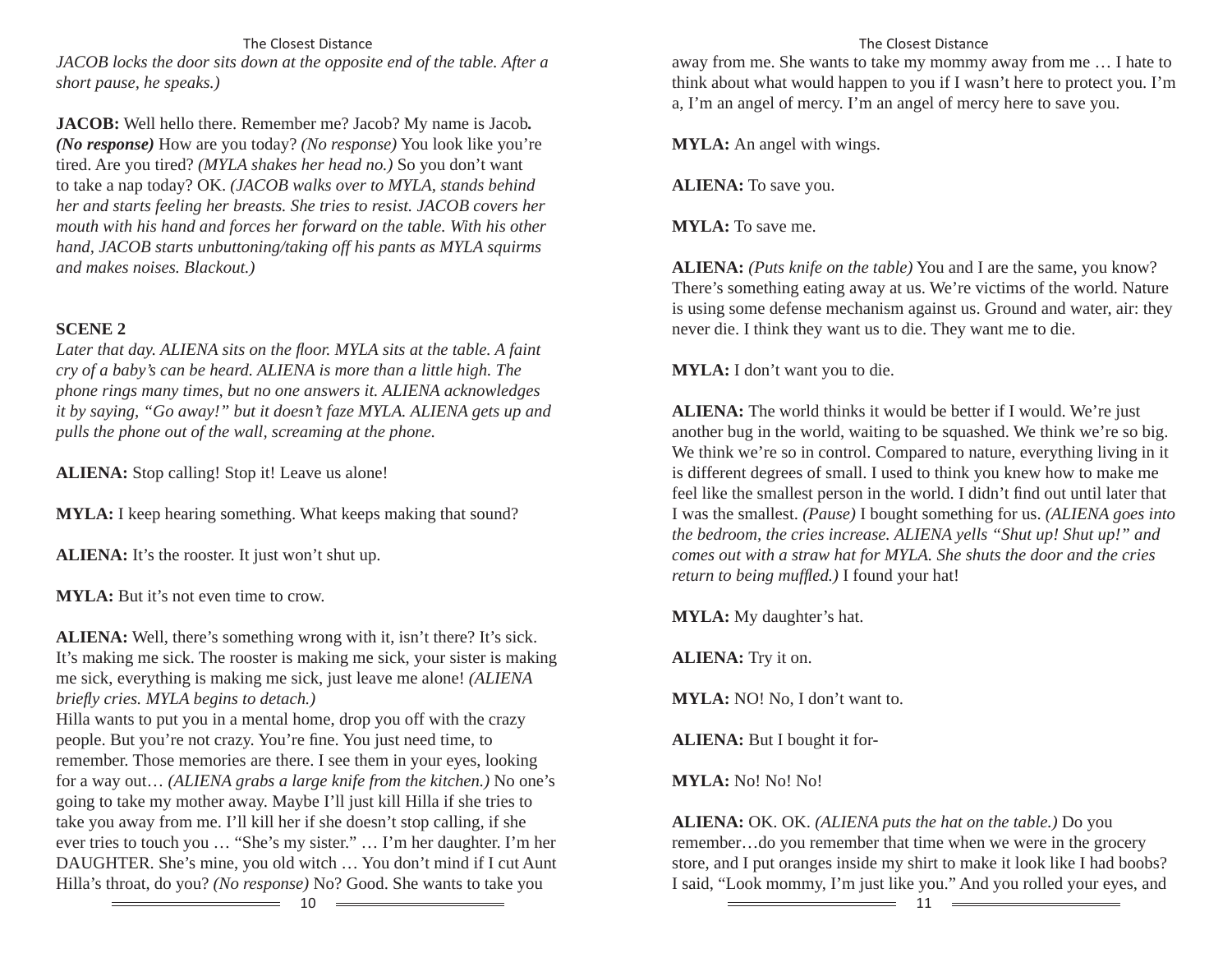*JACOB locks the door sits down at the opposite end of the table. After a short pause, he speaks.)*

**JACOB:** Well hello there. Remember me? Jacob? My name is Jacob***. (No response)*** How are you today? *(No response)* You look like you're tired. Are you tired? *(MYLA shakes her head no.)* So you don't want to take a nap today? OK. *(JACOB walks over to MYLA, stands behind her and starts feeling her breasts. She tries to resist. JACOB covers her mouth with his hand and forces her forward on the table. With his other hand, JACOB starts unbuttoning/taking off his pants as MYLA squirms and makes noises. Blackout.)*

**SCENE 2**

*Later that day. ALIENA sits on the floor. MYLA sits at the table. A faint cry of a baby's can be heard. ALIENA is more than a little high. The phone rings many times, but no one answers it. ALIENA acknowledges it by saying, "Go away!" but it doesn't faze MYLA. ALIENA gets up and pulls the phone out of the wall, screaming at the phone.*

**ALIENA:** Stop calling! Stop it! Leave us alone!

**MYLA:** I keep hearing something. What keeps making that sound?

**ALIENA:** It's the rooster. It just won't shut up.

**MYLA:** But it's not even time to crow.

**ALIENA:** Well, there's something wrong with it, isn't there? It's sick. It's making me sick. The rooster is making me sick, your sister is making me sick, everything is making me sick, just leave me alone! *(ALIENA briefly cries. MYLA begins to detach.)*
Hilla wants to put you in a mental home, drop you off with the crazy people. But you're not crazy. You're fine. You just need time, to remember. Those memories are there. I see them in your eyes, looking for a way out… *(ALIENA grabs a large knife from the kitchen.)* No one's going to take my mother away. Maybe I'll just kill Hilla if she tries to take you away from me. I'll kill her if she doesn't stop calling, if she ever tries to touch you … "She's my sister." … I'm her daughter. I'm her DAUGHTER. She's mine, you old witch … You don't mind if I cut Aunt Hilla's throat, do you? *(No response)* No? Good. She wants to take you away from me. She wants to take my mommy away from me … I hate to think about what would happen to you if I wasn't here to protect you. I'm a, I'm an angel of mercy. I'm an angel of mercy here to save you.

**MYLA:** An angel with wings.

**ALIENA:** To save you.

**MYLA:** To save me.

**ALIENA:** *(Puts knife on the table)* You and I are the same, you know? There's something eating away at us. We're victims of the world. Nature is using some defense mechanism against us. Ground and water, air: they never die. I think they want us to die. They want me to die.

**MYLA:** I don't want you to die.

**ALIENA:** The world thinks it would be better if I would. We're just another bug in the world, waiting to be squashed. We think we're so big. We think we're so in control. Compared to nature, everything living in it is different degrees of small. I used to think you knew how to make me feel like the smallest person in the world. I didn't find out until later that I was the smallest. *(Pause)* I bought something for us. *(ALIENA goes into the bedroom, the cries increase. ALIENA yells "Shut up! Shut up!" and comes out with a straw hat for MYLA. She shuts the door and the cries return to being muffled.)* I found your hat!

**MYLA:** My daughter's hat.

**ALIENA:** Try it on.

**MYLA:** NO! No, I don't want to.

**ALIENA:** But I bought it for-

**MYLA:** No! No! No!

**ALIENA:** OK. OK. *(ALIENA puts the hat on the table.)* Do you remember…do you remember that time when we were in the grocery store, and I put oranges inside my shirt to make it look like I had boobs? I said, "Look mommy, I'm just like you." And you rolled your eyes, and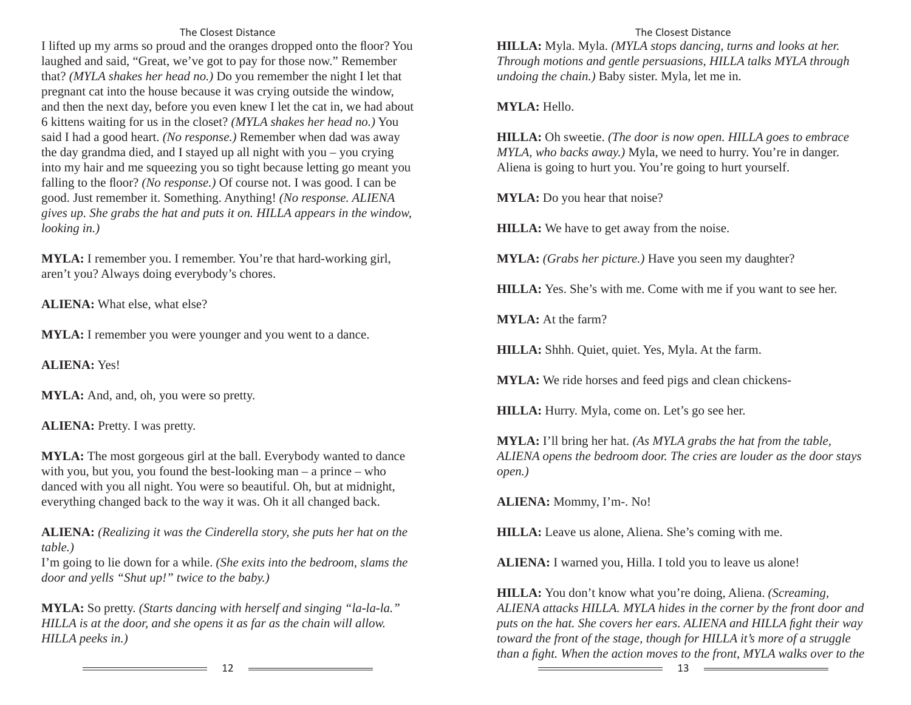I lifted up my arms so proud and the oranges dropped onto the floor? You laughed and said, "Great, we've got to pay for those now." Remember that? *(MYLA shakes her head no.)* Do you remember the night I let that pregnant cat into the house because it was crying outside the window, and then the next day, before you even knew I let the cat in, we had about 6 kittens waiting for us in the closet? *(MYLA shakes her head no.)* You said I had a good heart. *(No response.)* Remember when dad was away the day grandma died, and I stayed up all night with you – you crying into my hair and me squeezing you so tight because letting go meant you falling to the floor? *(No response.)* Of course not. I was good. I can be good. Just remember it. Something. Anything! *(No response. ALIENA gives up. She grabs the hat and puts it on. HILLA appears in the window, looking in.)*

**MYLA:** I remember you. I remember. You're that hard-working girl, aren't you? Always doing everybody's chores.

**ALIENA:** What else, what else?

**MYLA:** I remember you were younger and you went to a dance.

**ALIENA:** Yes!

**MYLA:** And, and, oh, you were so pretty.

**ALIENA:** Pretty. I was pretty.

**MYLA:** The most gorgeous girl at the ball. Everybody wanted to dance with you, but you, you found the best-looking man – a prince – who danced with you all night. You were so beautiful. Oh, but at midnight, everything changed back to the way it was. Oh it all changed back.

**ALIENA:** *(Realizing it was the Cinderella story, she puts her hat on the table.)*
I'm going to lie down for a while. *(She exits into the bedroom, slams the door and yells "Shut up!" twice to the baby.)*

**MYLA:** So pretty. *(Starts dancing with herself and singing "la-la-la." HILLA is at the door, and she opens it as far as the chain will allow. HILLA peeks in.)*

**HILLA:** Myla. Myla. *(MYLA stops dancing, turns and looks at her. Through motions and gentle persuasions, HILLA talks MYLA through undoing the chain.)* Baby sister. Myla, let me in.

**MYLA:** Hello.

**HILLA:** Oh sweetie. *(The door is now open. HILLA goes to embrace MYLA, who backs away.)* Myla, we need to hurry. You're in danger. Aliena is going to hurt you. You're going to hurt yourself.

**MYLA:** Do you hear that noise?

**HILLA:** We have to get away from the noise.

**MYLA:** *(Grabs her picture.)* Have you seen my daughter?

**HILLA:** Yes. She's with me. Come with me if you want to see her.

**MYLA:** At the farm?

**HILLA:** Shhh. Quiet, quiet. Yes, Myla. At the farm.

**MYLA:** We ride horses and feed pigs and clean chickens-

**HILLA:** Hurry. Myla, come on. Let's go see her.

**MYLA:** I'll bring her hat. *(As MYLA grabs the hat from the table, ALIENA opens the bedroom door. The cries are louder as the door stays open.)*

**ALIENA:** Mommy, I'm-. No!

**HILLA:** Leave us alone, Aliena. She's coming with me.

**ALIENA:** I warned you, Hilla. I told you to leave us alone!

**HILLA:** You don't know what you're doing, Aliena. *(Screaming, ALIENA attacks HILLA. MYLA hides in the corner by the front door and puts on the hat. She covers her ears. ALIENA and HILLA fight their way toward the front of the stage, though for HILLA it's more of a struggle than a fight. When the action moves to the front, MYLA walks over to the*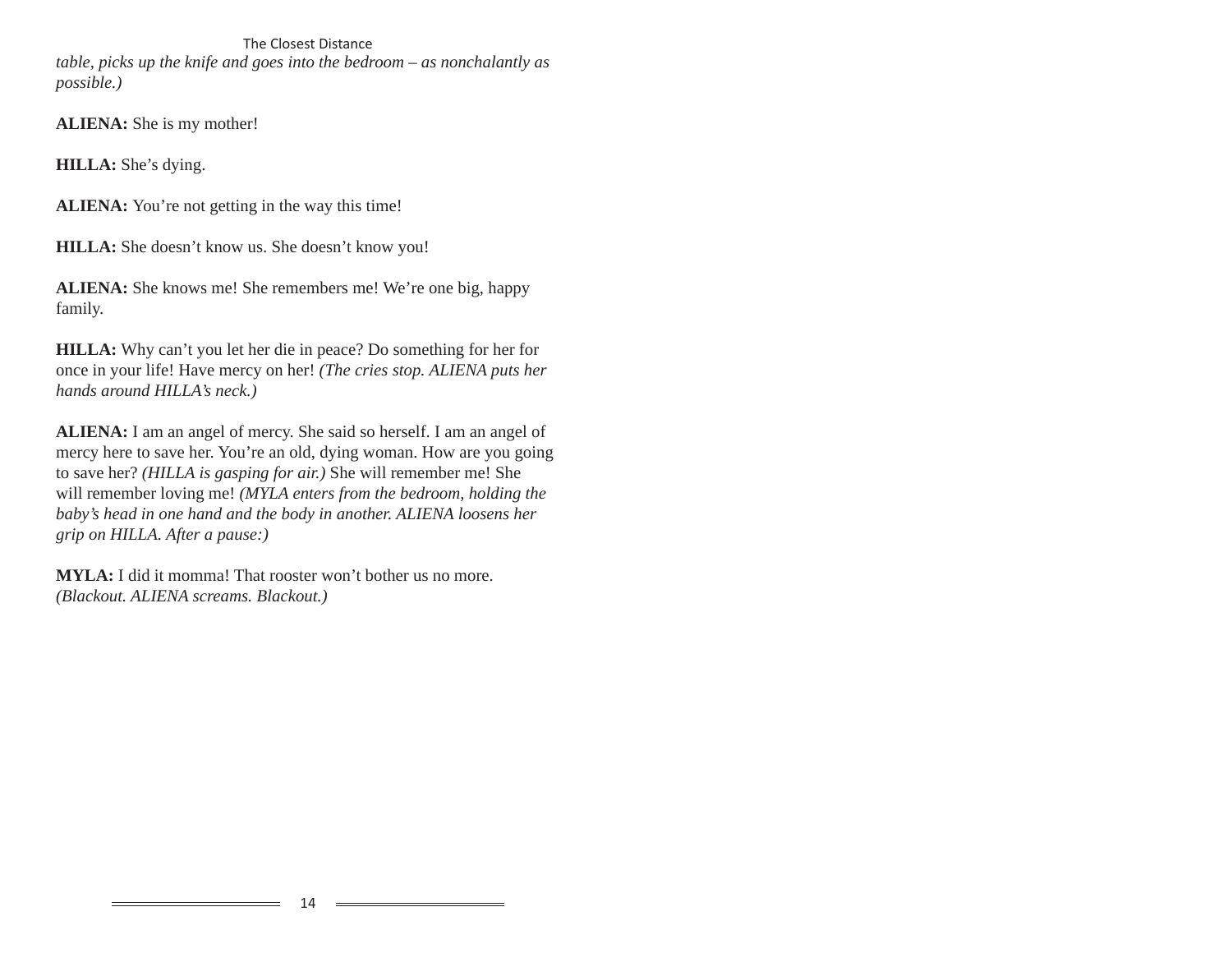*table, picks up the knife and goes into the bedroom – as nonchalantly as possible.)*

**ALIENA:** She is my mother!

**HILLA:** She's dying.

**ALIENA:** You're not getting in the way this time!

**HILLA:** She doesn't know us. She doesn't know you!

**ALIENA:** She knows me! She remembers me! We're one big, happy family.

**HILLA:** Why can't you let her die in peace? Do something for her for once in your life! Have mercy on her! *(The cries stop. ALIENA puts her hands around HILLA's neck.)*

**ALIENA:** I am an angel of mercy. She said so herself. I am an angel of mercy here to save her. You're an old, dying woman. How are you going to save her? *(HILLA is gasping for air.)* She will remember me! She will remember loving me! *(MYLA enters from the bedroom, holding the baby's head in one hand and the body in another. ALIENA loosens her grip on HILLA. After a pause:)*

**MYLA:** I did it momma! That rooster won't bother us no more. *(Blackout. ALIENA screams. Blackout.)*